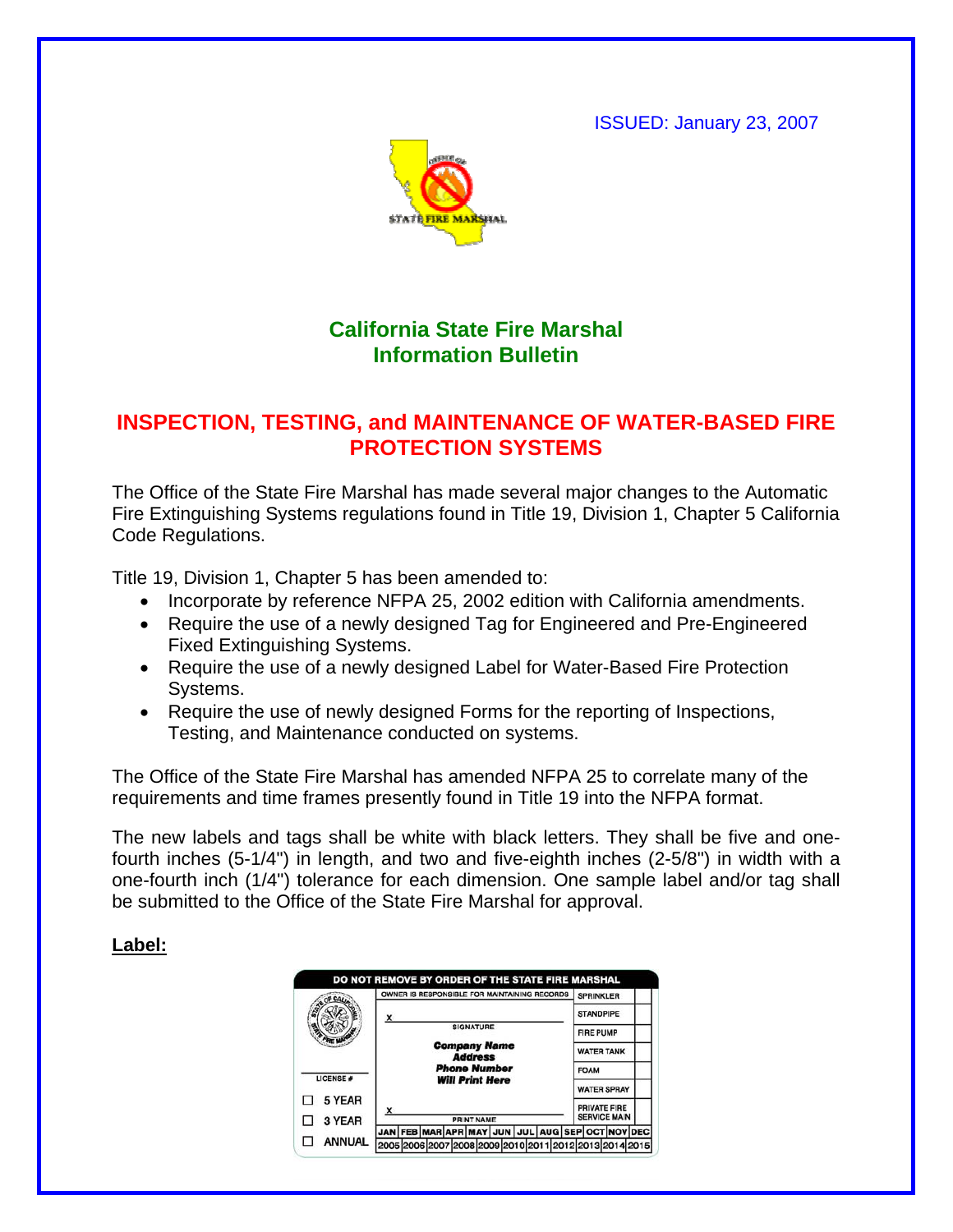ISSUED: January 23, 2007

# California State Fire Marshal Information Bulletin

## INSPECTION, TESTING, and MAINTENANCE OF WATER-BASED FIRE PROTECTION SYSTEMS

The Office of the State Fire Marshal has made several major changes to the Automatic Fire Extinguishing Systems regulations found in Title 19, Division 1, Chapter 5 California Code Regulations.

Title 19, Division 1, Chapter 5 has been amended to:

- Incorporate by reference NFPA 25, 2002 edition with California amendments.
- Require the use of a newly designed Tag for Engineered and Pre-Engineered Fixed Extinguishing Systems.
- Require the use of a newly designed Label for Water-Based Fire Protection Systems.
- Require the use of newly designed Forms for the reporting of Inspections, Testing, and Maintenance conducted on systems.

The Office of the State Fire Marshal has amended NFPA 25 to correlate many of the requirements and time frames presently found in Title 19 into the NFPA format.

The new labels and tags shall be white with black letters. They shall be five and one-fourth inches (5-1/4") in length, and two and five-eighth inches (2-5/8") in width with a one-fourth inch (1/4") tolerance for each dimension. One sample label and/or tag shall be submitted to the Office of the State Fire Marshal for approval.

**Label:**

DO NOT REMOVE BY ORDER OF THE STATE FIRE MARSHAL

OWNER IS RESPONSIBLE FOR MAINTAINING RECORDS

X ______ SIGNATURE

**Company Name**
**Address**
**Phone Number**
**Will Print Here**

X ______ PRINT NAME

LICENSE #

☐ 5 YEAR
☐ 3 YEAR
☐ ANNUAL

| SPRINKLER | |
|---|---|
| STANDPIPE | |
| FIRE PUMP | |
| WATER TANK | |
| FOAM | |
| WATER SPRAY | |
| PRIVATE FIRE SERVICE MAIN | |

| JAN | FEB | MAR | APR | MAY | JUN | JUL | AUG | SEP | OCT | NOV | DEC |
|---|---|---|---|---|---|---|---|---|---|---|---|
| 2005 | 2006 | 2007 | 2008 | 2009 | 2010 | 2011 | 2012 | 2013 | 2014 | 2015 | |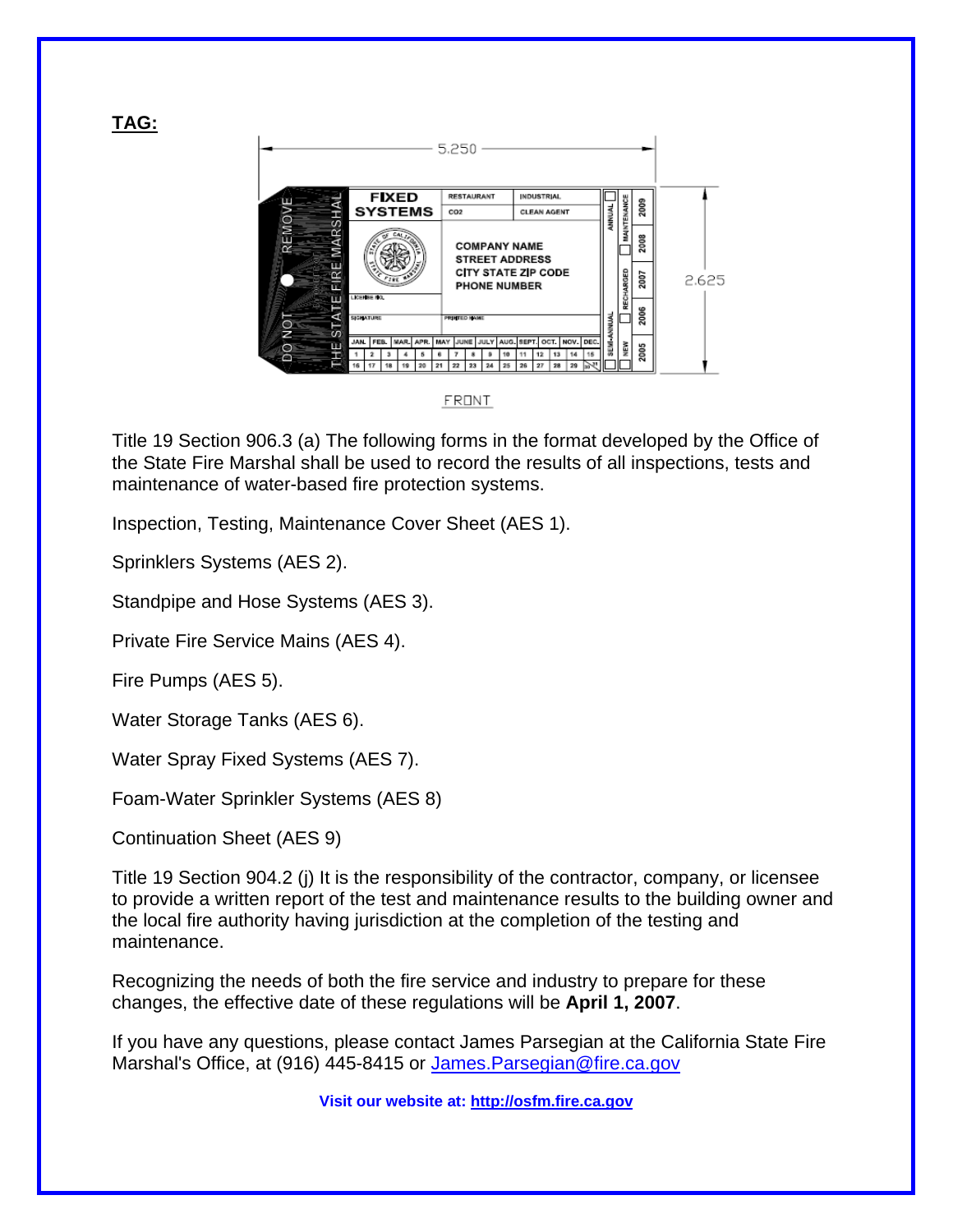**TAG:**

5.250

2.625

FIXED SYSTEMS

RESTAURANT

INDUSTRIAL

CO2

CLEAN AGENT

COMPANY NAME
STREET ADDRESS
CITY STATE ZIP CODE
PHONE NUMBER

LICENSE NO.

SIGNATURE

PRINTED NAME

DO NOT REMOVE

THE STATE FIRE MARSHAL

ANNUAL

SEMI-ANNUAL

MAINTENANCE

RECHARGED

NEW

2009 2008 2007 2006 2005

JAN. FEB. MAR. APR. MAY JUNE JULY AUG. SEPT. OCT. NOV. DEC.

1 2 3 4 5 6 7 8 9 10 11 12 13 14 15

16 17 18 19 20 21 22 23 24 25 26 27 28 29 30 31

FRONT

Title 19 Section 906.3 (a) The following forms in the format developed by the Office of the State Fire Marshal shall be used to record the results of all inspections, tests and maintenance of water-based fire protection systems.

Inspection, Testing, Maintenance Cover Sheet (AES 1).

Sprinklers Systems (AES 2).

Standpipe and Hose Systems (AES 3).

Private Fire Service Mains (AES 4).

Fire Pumps (AES 5).

Water Storage Tanks (AES 6).

Water Spray Fixed Systems (AES 7).

Foam-Water Sprinkler Systems (AES 8)

Continuation Sheet (AES 9)

Title 19 Section 904.2 (j) It is the responsibility of the contractor, company, or licensee to provide a written report of the test and maintenance results to the building owner and the local fire authority having jurisdiction at the completion of the testing and maintenance.

Recognizing the needs of both the fire service and industry to prepare for these changes, the effective date of these regulations will be **April 1, 2007**.

If you have any questions, please contact James Parsegian at the California State Fire Marshal's Office, at (916) 445-8415 or James.Parsegian@fire.ca.gov

**Visit our website at: http://osfm.fire.ca.gov**